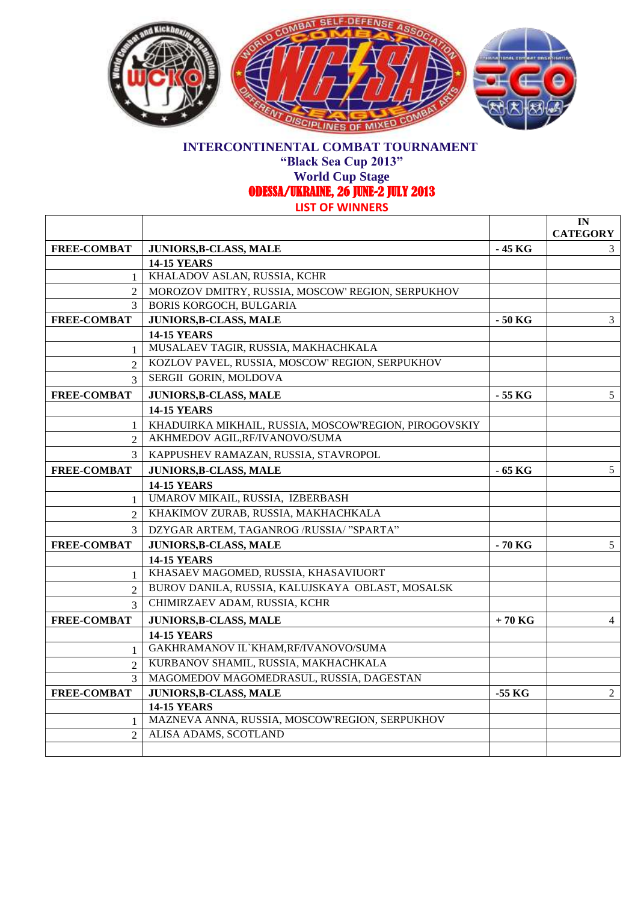# INTERCONTINENTAL COMBAT TOURNAMENT

## "Black Sea Cup 2013"

## World Cup Stage

## ODESSA/UKRAINE, 26 JUNE-2 JULY 2013

### LIST OF WINNERS

| | | | IN CATEGORY |
|---|---|---|---|
| **FREE-COMBAT** | **JUNIORS,B-CLASS, MALE** | **- 45 KG** | 3 |
| | **14-15 YEARS** | | |
| 1 | KHALADOV ASLAN, RUSSIA, KCHR | | |
| 2 | MOROZOV DMITRY, RUSSIA, MOSCOW' REGION, SERPUKHOV | | |
| 3 | BORIS KORGOCH, BULGARIA | | |
| **FREE-COMBAT** | **JUNIORS,B-CLASS, MALE** | **- 50 KG** | 3 |
| | **14-15 YEARS** | | |
| 1 | MUSALAEV TAGIR, RUSSIA, MAKHACHKALA | | |
| 2 | KOZLOV PAVEL, RUSSIA, MOSCOW' REGION, SERPUKHOV | | |
| 3 | SERGII GORIN, MOLDOVA | | |
| **FREE-COMBAT** | **JUNIORS,B-CLASS, MALE** | **- 55 KG** | 5 |
| | **14-15 YEARS** | | |
| 1 | KHADUIRKA MIKHAIL, RUSSIA, MOSCOW'REGION, PIROGOVSKIY | | |
| 2 | AKHMEDOV AGIL,RF/IVANOVO/SUMA | | |
| 3 | KAPPUSHEV RAMAZAN, RUSSIA, STAVROPOL | | |
| **FREE-COMBAT** | **JUNIORS,B-CLASS, MALE** | **- 65 KG** | 5 |
| | **14-15 YEARS** | | |
| 1 | UMAROV MIKAIL, RUSSIA, IZBERBASH | | |
| 2 | KHAKIMOV ZURAB, RUSSIA, MAKHACHKALA | | |
| 3 | DZYGAR ARTEM, TAGANROG /RUSSIA/ "SPARTA" | | |
| **FREE-COMBAT** | **JUNIORS,B-CLASS, MALE** | **- 70 KG** | 5 |
| | **14-15 YEARS** | | |
| 1 | KHASAEV MAGOMED, RUSSIA, KHASAVIUORT | | |
| 2 | BUROV DANILA, RUSSIA, KALUJSKAYA OBLAST, MOSALSK | | |
| 3 | CHIMIRZAEV ADAM, RUSSIA, KCHR | | |
| **FREE-COMBAT** | **JUNIORS,B-CLASS, MALE** | **+ 70 KG** | 4 |
| | **14-15 YEARS** | | |
| 1 | GAKHRAMANOV IL`KHAM,RF/IVANOVO/SUMA | | |
| 2 | KURBANOV SHAMIL, RUSSIA, MAKHACHKALA | | |
| 3 | MAGOMEDOV MAGOMEDRASUL, RUSSIA, DAGESTAN | | |
| **FREE-COMBAT** | **JUNIORS,B-CLASS, MALE** | **-55 KG** | 2 |
| | **14-15 YEARS** | | |
| 1 | MAZNEVA ANNA, RUSSIA, MOSCOW'REGION, SERPUKHOV | | |
| 2 | ALISA ADAMS, SCOTLAND | | |
| | | | |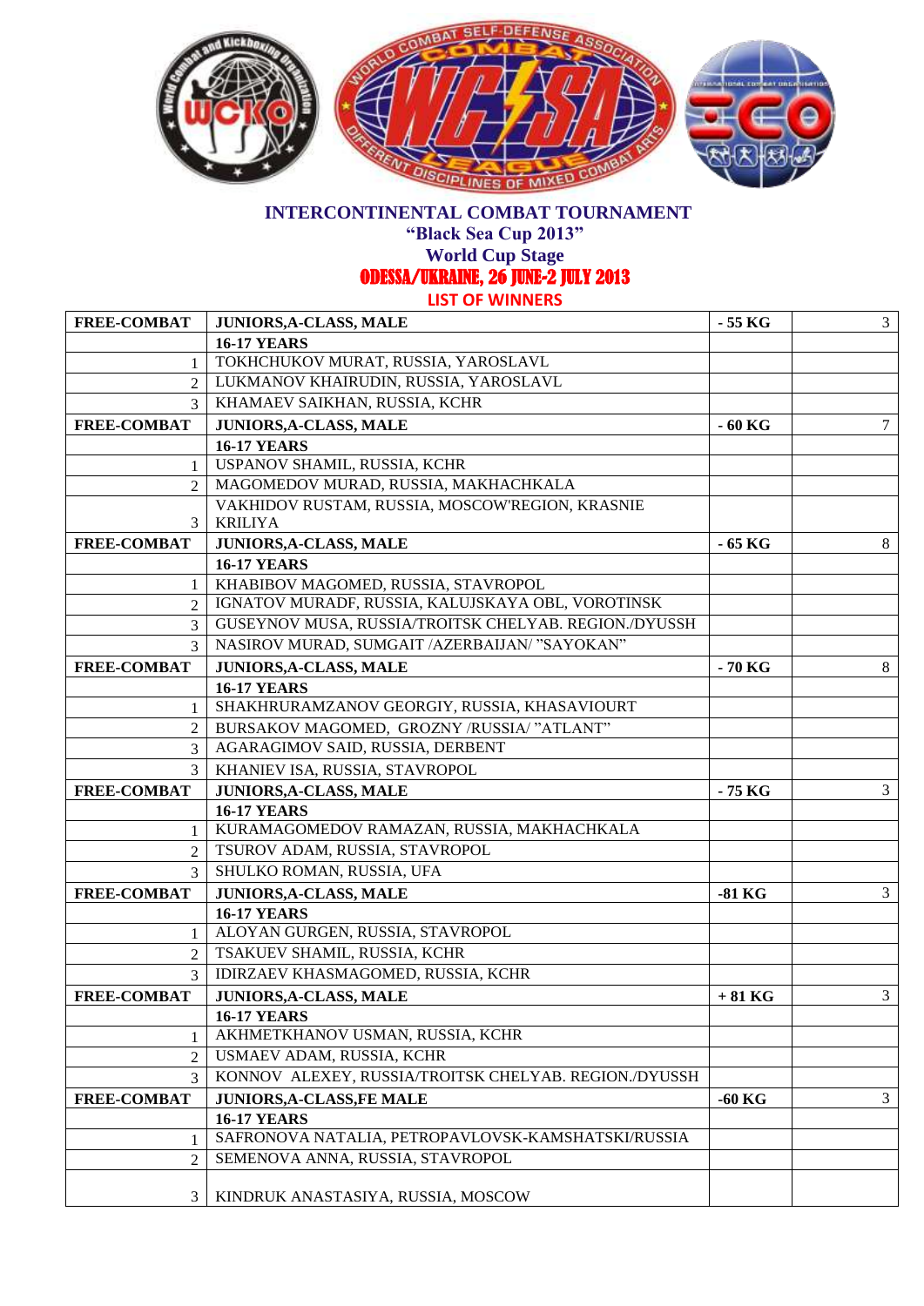**INTERCONTINENTAL COMBAT TOURNAMENT**
**"Black Sea Cup 2013"**
**World Cup Stage**
**ODESSA/UKRAINE, 26 JUNE-2 JULY 2013**
**LIST OF WINNERS**

| FREE-COMBAT | JUNIORS,A-CLASS, MALE | - 55 KG | 3 |
|---|---|---|---|
| | 16-17 YEARS | | |
| 1 | TOKHCHUKOV MURAT, RUSSIA, YAROSLAVL | | |
| 2 | LUKMANOV KHAIRUDIN, RUSSIA, YAROSLAVL | | |
| 3 | KHAMAEV SAIKHAN, RUSSIA, KCHR | | |
| FREE-COMBAT | JUNIORS,A-CLASS, MALE | - 60 KG | 7 |
| | 16-17 YEARS | | |
| 1 | USPANOV SHAMIL, RUSSIA, KCHR | | |
| 2 | MAGOMEDOV MURAD, RUSSIA, MAKHACHKALA | | |
| 3 | VAKHIDOV RUSTAM, RUSSIA, MOSCOW'REGION, KRASNIE KRILIYA | | |
| FREE-COMBAT | JUNIORS,A-CLASS, MALE | - 65 KG | 8 |
| | 16-17 YEARS | | |
| 1 | KHABIBOV MAGOMED, RUSSIA, STAVROPOL | | |
| 2 | IGNATOV MURADF, RUSSIA, KALUJSKAYA OBL, VOROTINSK | | |
| 3 | GUSEYNOV MUSA, RUSSIA/TROITSK CHELYAB. REGION./DYUSSH | | |
| 3 | NASIROV MURAD, SUMGAIT /AZERBAIJAN/ "SAYOKAN" | | |
| FREE-COMBAT | JUNIORS,A-CLASS, MALE | - 70 KG | 8 |
| | 16-17 YEARS | | |
| 1 | SHAKHRURAMZANOV GEORGIY, RUSSIA, KHASAVIOURT | | |
| 2 | BURSAKOV MAGOMED, GROZNY /RUSSIA/ "ATLANT" | | |
| 3 | AGARAGIMOV SAID, RUSSIA, DERBENT | | |
| 3 | KHANIEV ISA, RUSSIA, STAVROPOL | | |
| FREE-COMBAT | JUNIORS,A-CLASS, MALE | - 75 KG | 3 |
| | 16-17 YEARS | | |
| 1 | KURAMAGOMEDOV RAMAZAN, RUSSIA, MAKHACHKALA | | |
| 2 | TSUROV ADAM, RUSSIA, STAVROPOL | | |
| 3 | SHULKO ROMAN, RUSSIA, UFA | | |
| FREE-COMBAT | JUNIORS,A-CLASS, MALE | -81 KG | 3 |
| | 16-17 YEARS | | |
| 1 | ALOYAN GURGEN, RUSSIA, STAVROPOL | | |
| 2 | TSAKUEV SHAMIL, RUSSIA, KCHR | | |
| 3 | IDIRZAEV KHASMAGOMED, RUSSIA, KCHR | | |
| FREE-COMBAT | JUNIORS,A-CLASS, MALE | + 81 KG | 3 |
| | 16-17 YEARS | | |
| 1 | AKHMETKHANOV USMAN, RUSSIA, KCHR | | |
| 2 | USMAEV ADAM, RUSSIA, KCHR | | |
| 3 | KONNOV ALEXEY, RUSSIA/TROITSK CHELYAB. REGION./DYUSSH | | |
| FREE-COMBAT | JUNIORS,A-CLASS,FE MALE | -60 KG | 3 |
| | 16-17 YEARS | | |
| 1 | SAFRONOVA NATALIA, PETROPAVLOVSK-KAMSHATSKI/RUSSIA | | |
| 2 | SEMENOVA ANNA, RUSSIA, STAVROPOL | | |
| 3 | KINDRUK ANASTASIYA, RUSSIA, MOSCOW | | |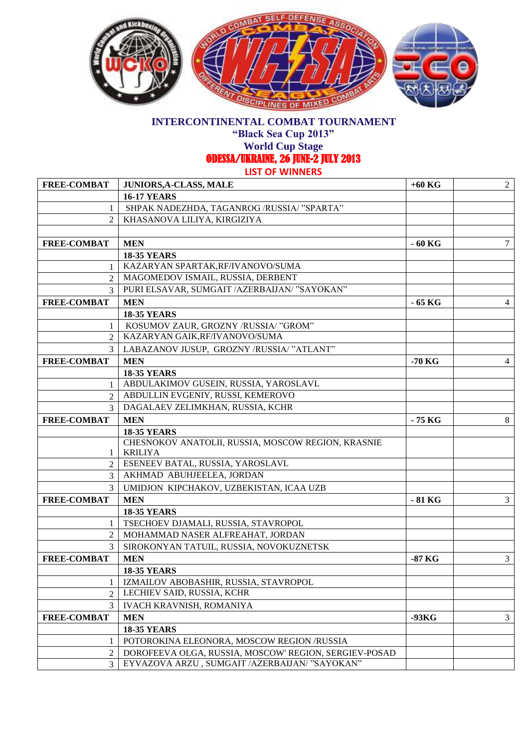**INTERCONTINENTAL COMBAT TOURNAMENT**

**"Black Sea Cup 2013"**

**World Cup Stage**

**ODESSA/UKRAINE, 26 JUNE-2 JULY 2013**

**LIST OF WINNERS**

| | | | |
|---|---|---|---|
| **FREE-COMBAT** | **JUNIORS,A-CLASS, MALE** | **+60 KG** | 2 |
| | **16-17 YEARS** | | |
| 1 | SHPAK NADEZHDA, TAGANROG /RUSSIA/ "SPARTA" | | |
| 2 | KHASANOVA LILIYA, KIRGIZIYA | | |
| | | | |
| **FREE-COMBAT** | **MEN** | **- 60 KG** | 7 |
| | **18-35 YEARS** | | |
| 1 | KAZARYAN SPARTAK,RF/IVANOVO/SUMA | | |
| 2 | MAGOMEDOV ISMAIL, RUSSIA, DERBENT | | |
| 3 | PURI ELSAVAR, SUMGAIT /AZERBAIJAN/ "SAYOKAN" | | |
| **FREE-COMBAT** | **MEN** | **- 65 KG** | 4 |
| | **18-35 YEARS** | | |
| 1 | KOSUMOV ZAUR, GROZNY /RUSSIA/ "GROM" | | |
| 2 | KAZARYAN GAIK,RF/IVANOVO/SUMA | | |
| 3 | LABAZANOV JUSUP, GROZNY /RUSSIA/ "ATLANT" | | |
| **FREE-COMBAT** | **MEN** | **-70 KG** | 4 |
| | **18-35 YEARS** | | |
| 1 | ABDULAKIMOV GUSEIN, RUSSIA, YAROSLAVL | | |
| 2 | ABDULLIN EVGENIY, RUSSI, KEMEROVO | | |
| 3 | DAGALAEV ZELIMKHAN, RUSSIA, KCHR | | |
| **FREE-COMBAT** | **MEN** | **- 75 KG** | 8 |
| | **18-35 YEARS** | | |
| 1 | CHESNOKOV ANATOLII, RUSSIA, MOSCOW REGION, KRASNIE KRILIYA | | |
| 2 | ESENEEV BATAL, RUSSIA, YAROSLAVL | | |
| 3 | AKHMAD ABUHJEELEA, JORDAN | | |
| 3 | UMIDJON KIPCHAKOV, UZBEKISTAN, ICAA UZB | | |
| **FREE-COMBAT** | **MEN** | **- 81 KG** | 3 |
| | **18-35 YEARS** | | |
| 1 | TSECHOEV DJAMALI, RUSSIA, STAVROPOL | | |
| 2 | MOHAMMAD NASER ALFREAHAT, JORDAN | | |
| 3 | SIROKONYAN TATUIL, RUSSIA, NOVOKUZNETSK | | |
| **FREE-COMBAT** | **MEN** | **-87 KG** | 3 |
| | **18-35 YEARS** | | |
| 1 | IZMAILOV ABOBASHIR, RUSSIA, STAVROPOL | | |
| 2 | LECHIEV SAID, RUSSIA, KCHR | | |
| 3 | IVACH KRAVNISH, ROMANIYA | | |
| **FREE-COMBAT** | **MEN** | **-93KG** | 3 |
| | **18-35 YEARS** | | |
| 1 | POTOROKINA ELEONORA, MOSCOW REGION /RUSSIA | | |
| 2 | DOROFEEVA OLGA, RUSSIA, MOSCOW' REGION, SERGIEV-POSAD | | |
| 3 | EYVAZOVA ARZU , SUMGAIT /AZERBAIJAN/ "SAYOKAN" | | |